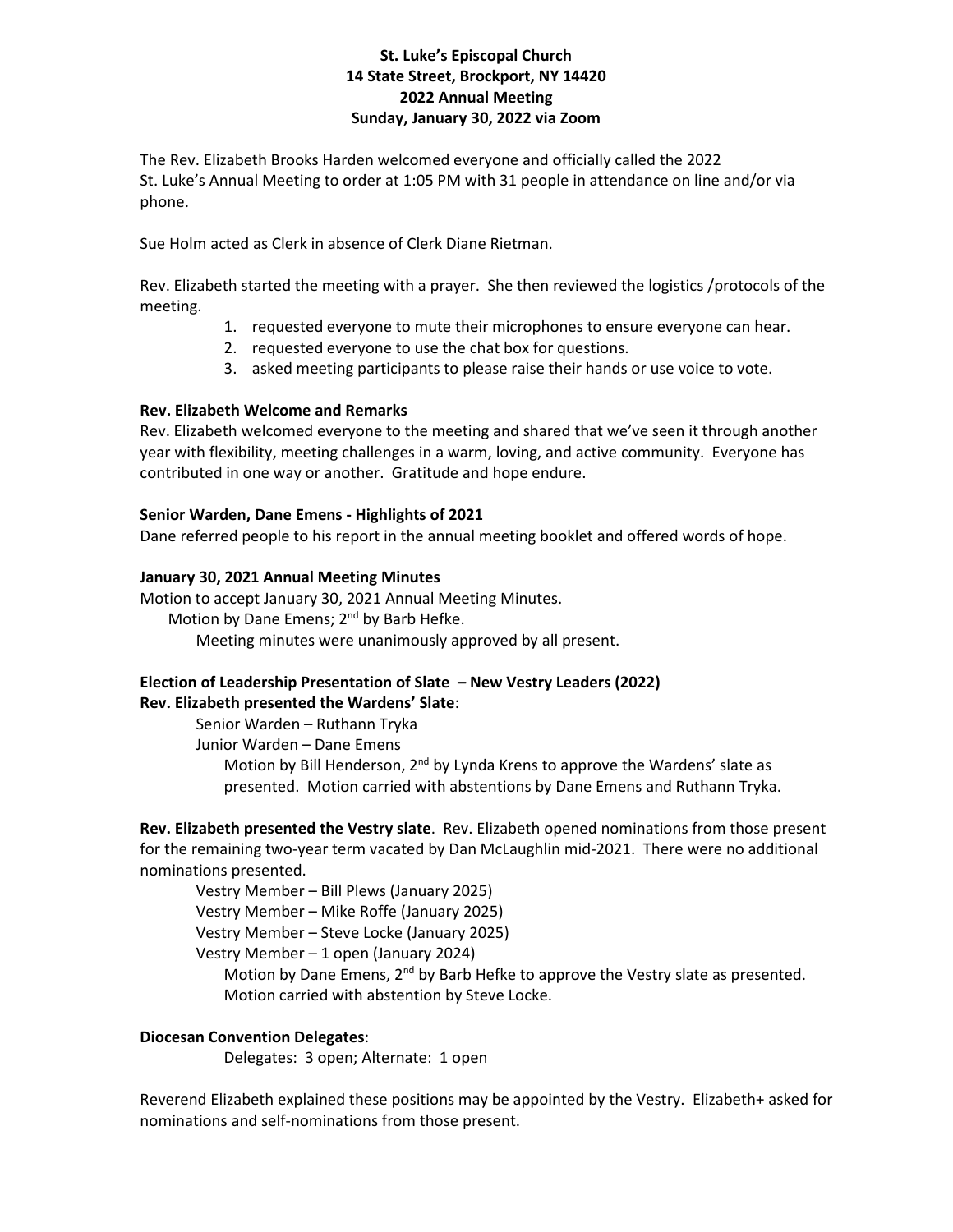**St. Luke's Episcopal Church**
**14 State Street, Brockport, NY 14420**
**2022 Annual Meeting**
**Sunday, January 30, 2022 via Zoom**

The Rev. Elizabeth Brooks Harden welcomed everyone and officially called the 2022 St. Luke's Annual Meeting to order at 1:05 PM with 31 people in attendance on line and/or via phone.

Sue Holm acted as Clerk in absence of Clerk Diane Rietman.

Rev. Elizabeth started the meeting with a prayer. She then reviewed the logistics /protocols of the meeting.

1. requested everyone to mute their microphones to ensure everyone can hear.
2. requested everyone to use the chat box for questions.
3. asked meeting participants to please raise their hands or use voice to vote.

**Rev. Elizabeth Welcome and Remarks**

Rev. Elizabeth welcomed everyone to the meeting and shared that we've seen it through another year with flexibility, meeting challenges in a warm, loving, and active community. Everyone has contributed in one way or another. Gratitude and hope endure.

**Senior Warden, Dane Emens - Highlights of 2021**

Dane referred people to his report in the annual meeting booklet and offered words of hope.

**January 30, 2021 Annual Meeting Minutes**

Motion to accept January 30, 2021 Annual Meeting Minutes.

Motion by Dane Emens; 2nd by Barb Hefke.

Meeting minutes were unanimously approved by all present.

**Election of Leadership Presentation of Slate – New Vestry Leaders (2022)**

**Rev. Elizabeth presented the Wardens' Slate**:

Senior Warden – Ruthann Tryka

Junior Warden – Dane Emens

Motion by Bill Henderson, 2nd by Lynda Krens to approve the Wardens' slate as presented. Motion carried with abstentions by Dane Emens and Ruthann Tryka.

**Rev. Elizabeth presented the Vestry slate**. Rev. Elizabeth opened nominations from those present for the remaining two-year term vacated by Dan McLaughlin mid-2021. There were no additional nominations presented.

Vestry Member – Bill Plews (January 2025)

Vestry Member – Mike Roffe (January 2025)

Vestry Member – Steve Locke (January 2025)

Vestry Member – 1 open (January 2024)

Motion by Dane Emens, 2nd by Barb Hefke to approve the Vestry slate as presented. Motion carried with abstention by Steve Locke.

**Diocesan Convention Delegates**:

Delegates: 3 open; Alternate: 1 open

Reverend Elizabeth explained these positions may be appointed by the Vestry. Elizabeth+ asked for nominations and self-nominations from those present.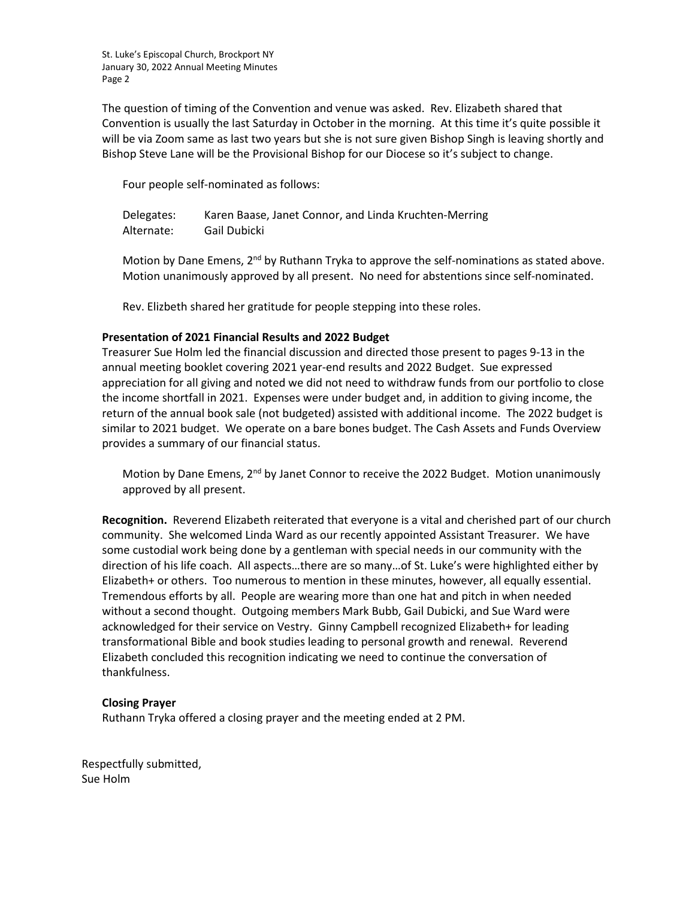The question of timing of the Convention and venue was asked. Rev. Elizabeth shared that Convention is usually the last Saturday in October in the morning. At this time it's quite possible it will be via Zoom same as last two years but she is not sure given Bishop Singh is leaving shortly and Bishop Steve Lane will be the Provisional Bishop for our Diocese so it's subject to change.

Four people self-nominated as follows:

Delegates: Karen Baase, Janet Connor, and Linda Kruchten-Merring
Alternate: Gail Dubicki

Motion by Dane Emens, 2nd by Ruthann Tryka to approve the self-nominations as stated above. Motion unanimously approved by all present. No need for abstentions since self-nominated.

Rev. Elizbeth shared her gratitude for people stepping into these roles.

**Presentation of 2021 Financial Results and 2022 Budget**

Treasurer Sue Holm led the financial discussion and directed those present to pages 9-13 in the annual meeting booklet covering 2021 year-end results and 2022 Budget. Sue expressed appreciation for all giving and noted we did not need to withdraw funds from our portfolio to close the income shortfall in 2021. Expenses were under budget and, in addition to giving income, the return of the annual book sale (not budgeted) assisted with additional income. The 2022 budget is similar to 2021 budget. We operate on a bare bones budget. The Cash Assets and Funds Overview provides a summary of our financial status.

Motion by Dane Emens, 2nd by Janet Connor to receive the 2022 Budget. Motion unanimously approved by all present.

**Recognition.** Reverend Elizabeth reiterated that everyone is a vital and cherished part of our church community. She welcomed Linda Ward as our recently appointed Assistant Treasurer. We have some custodial work being done by a gentleman with special needs in our community with the direction of his life coach. All aspects…there are so many…of St. Luke's were highlighted either by Elizabeth+ or others. Too numerous to mention in these minutes, however, all equally essential. Tremendous efforts by all. People are wearing more than one hat and pitch in when needed without a second thought. Outgoing members Mark Bubb, Gail Dubicki, and Sue Ward were acknowledged for their service on Vestry. Ginny Campbell recognized Elizabeth+ for leading transformational Bible and book studies leading to personal growth and renewal. Reverend Elizabeth concluded this recognition indicating we need to continue the conversation of thankfulness.

**Closing Prayer**

Ruthann Tryka offered a closing prayer and the meeting ended at 2 PM.

Respectfully submitted,
Sue Holm